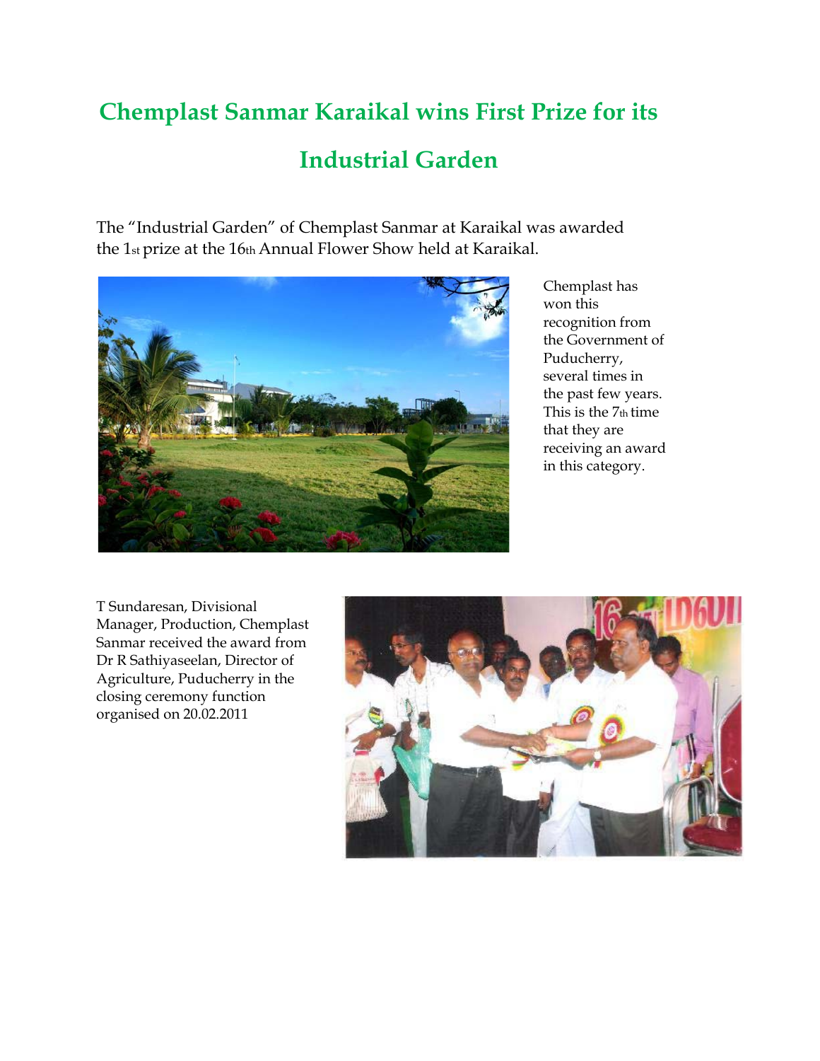# Chemplast Sanmar Karaikal wins First Prize for its Industrial Garden

The "Industrial Garden" of Chemplast Sanmar at Karaikal was awarded the 1st prize at the 16th Annual Flower Show held at Karaikal.

Chemplast has won this recognition from the Government of Puducherry, several times in the past few years. This is the 7th time that they are receiving an award in this category.

T Sundaresan, Divisional Manager, Production, Chemplast Sanmar received the award from Dr R Sathiyaseelan, Director of Agriculture, Puducherry in the closing ceremony function organised on 20.02.2011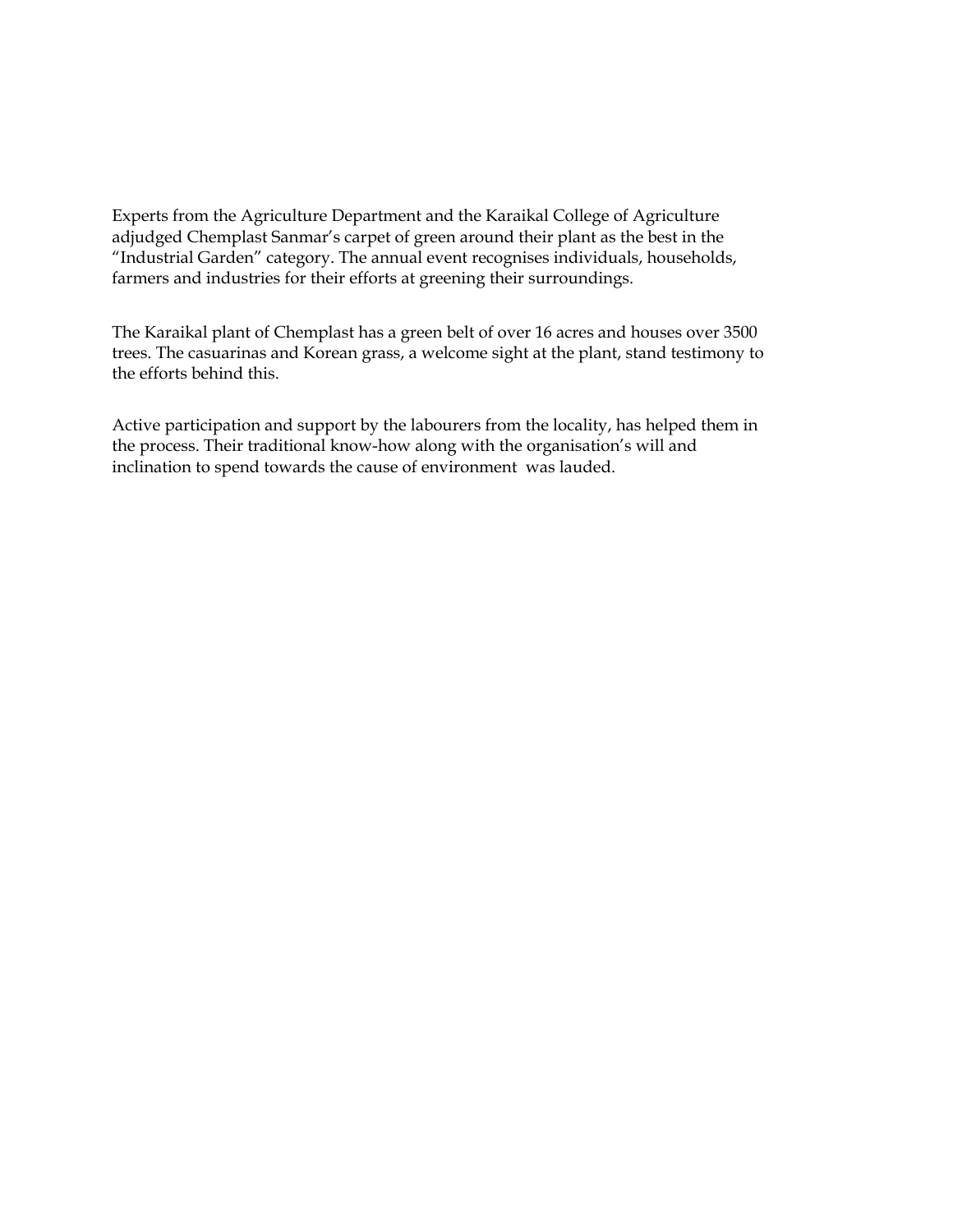Experts from the Agriculture Department and the Karaikal College of Agriculture adjudged Chemplast Sanmar's carpet of green around their plant as the best in the "Industrial Garden" category. The annual event recognises individuals, households, farmers and industries for their efforts at greening their surroundings.

The Karaikal plant of Chemplast has a green belt of over 16 acres and houses over 3500 trees. The casuarinas and Korean grass, a welcome sight at the plant, stand testimony to the efforts behind this.

Active participation and support by the labourers from the locality, has helped them in the process. Their traditional know-how along with the organisation's will and inclination to spend towards the cause of environment was lauded.